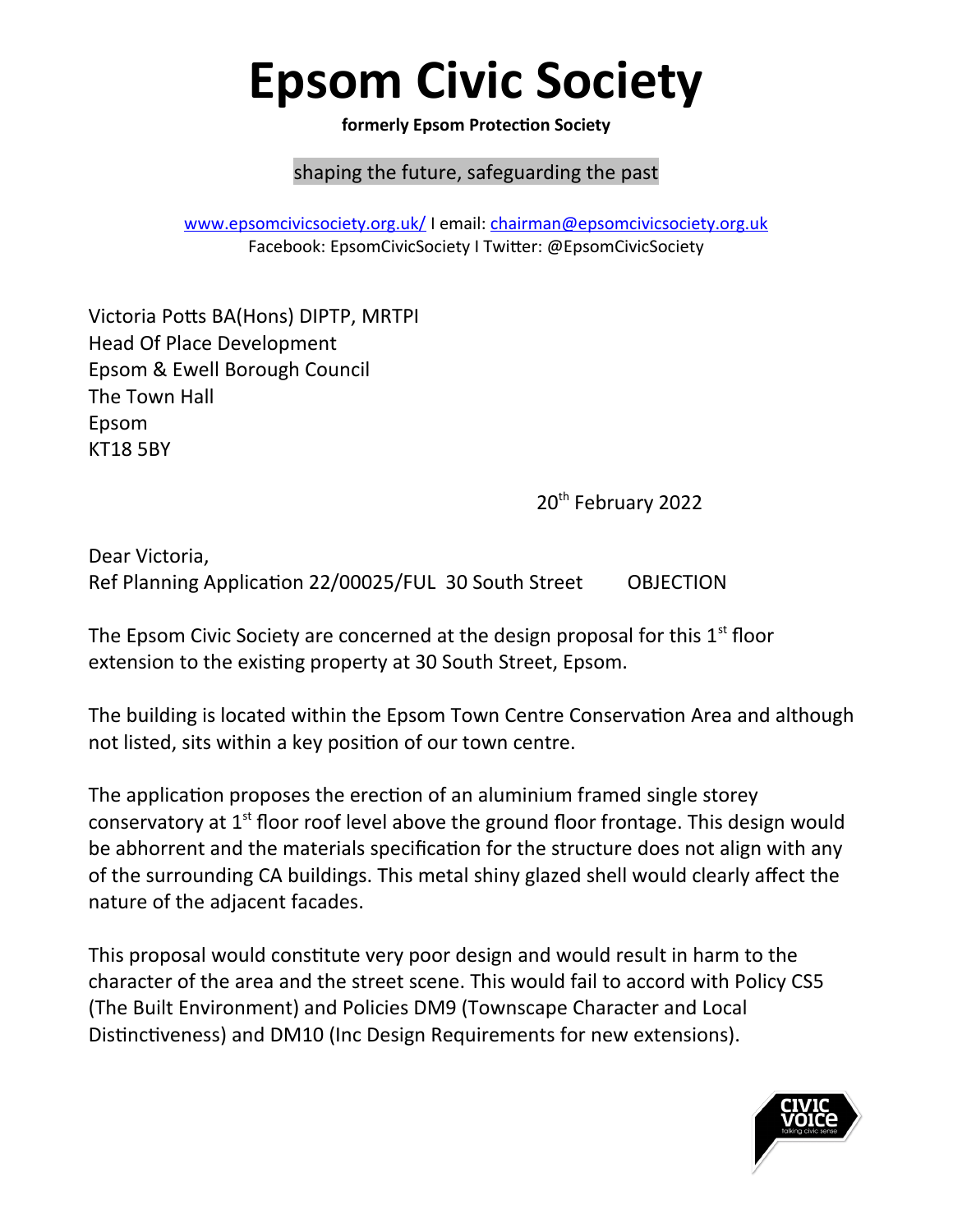# Epsom Civic Society

**formerly Epsom Protection Society**

shaping the future, safeguarding the past

www.epsomcivicsociety.org.uk/ I email: chairman@epsomcivicsociety.org.uk
Facebook: EpsomCivicSociety I Twitter: @EpsomCivicSociety

Victoria Potts BA(Hons) DIPTP, MRTPI
Head Of Place Development
Epsom & Ewell Borough Council
The Town Hall
Epsom
KT18 5BY

20th February 2022

Dear Victoria,
Ref Planning Application 22/00025/FUL 30 South Street OBJECTION

The Epsom Civic Society are concerned at the design proposal for this 1st floor extension to the existing property at 30 South Street, Epsom.

The building is located within the Epsom Town Centre Conservation Area and although not listed, sits within a key position of our town centre.

The application proposes the erection of an aluminium framed single storey conservatory at 1st floor roof level above the ground floor frontage. This design would be abhorrent and the materials specification for the structure does not align with any of the surrounding CA buildings. This metal shiny glazed shell would clearly affect the nature of the adjacent facades.

This proposal would constitute very poor design and would result in harm to the character of the area and the street scene. This would fail to accord with Policy CS5 (The Built Environment) and Policies DM9 (Townscape Character and Local Distinctiveness) and DM10 (Inc Design Requirements for new extensions).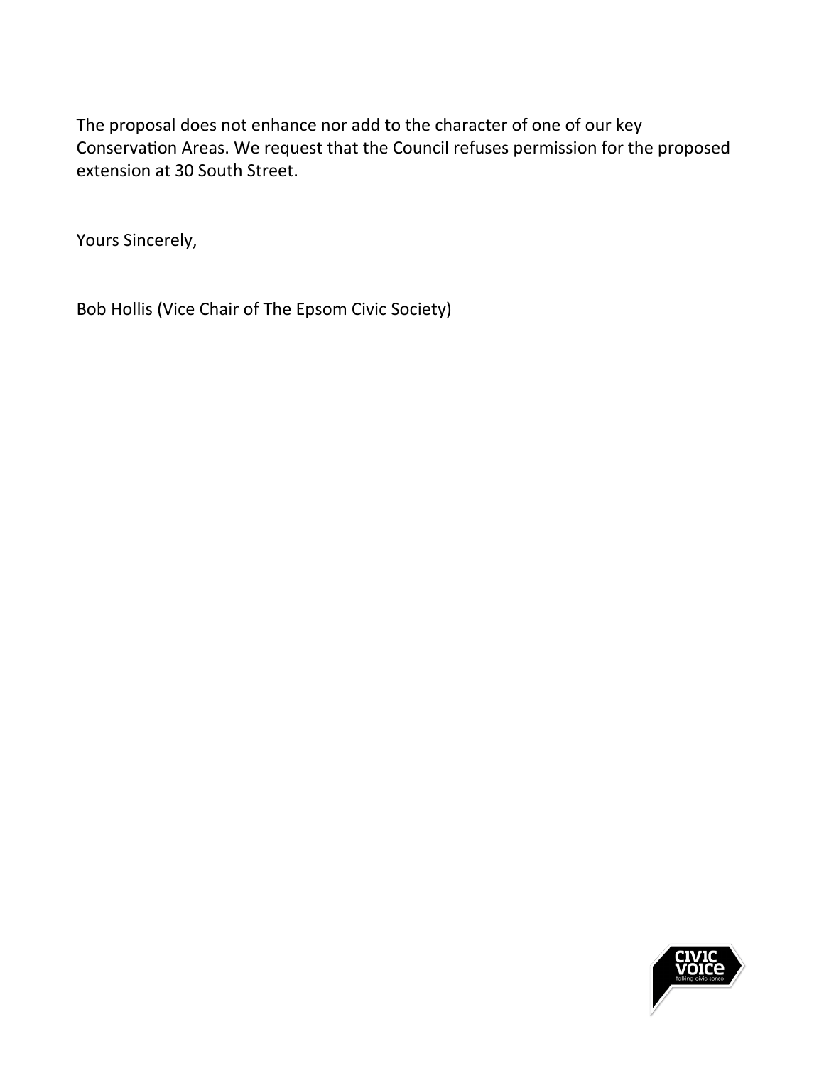The proposal does not enhance nor add to the character of one of our key Conservation Areas. We request that the Council refuses permission for the proposed extension at 30 South Street.

Yours Sincerely,

Bob Hollis (Vice Chair of The Epsom Civic Society)